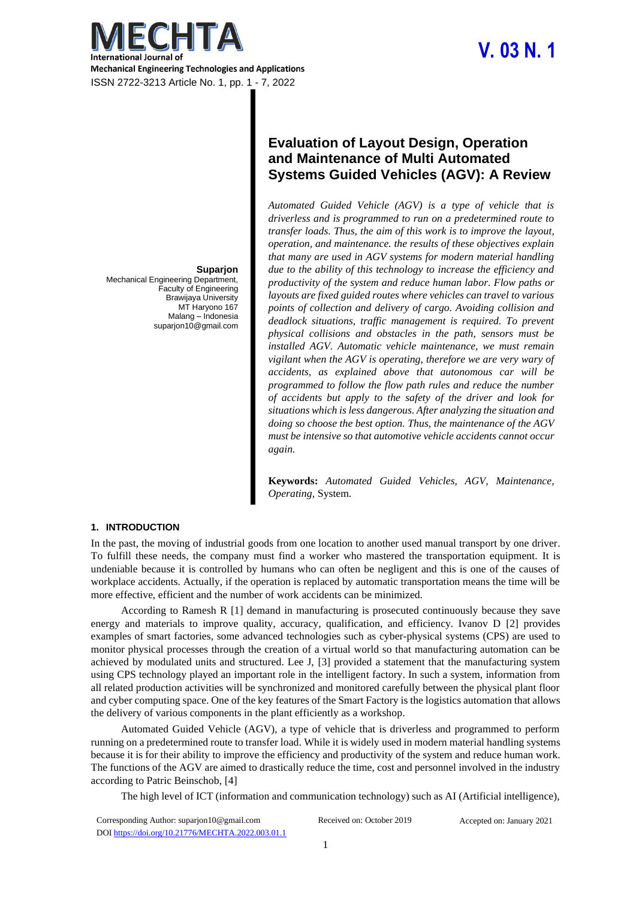# Evaluation of Layout Design, Operation and Maintenance of Multi Automated Systems Guided Vehicles (AGV): A Review

**Suparjon**
Mechanical Engineering Department,
Faculty of Engineering
Brawijaya University
MT Haryono 167
Malang – Indonesia
suparjon10@gmail.com

*Automated Guided Vehicle (AGV) is a type of vehicle that is driverless and is programmed to run on a predetermined route to transfer loads. Thus, the aim of this work is to improve the layout, operation, and maintenance. the results of these objectives explain that many are used in AGV systems for modern material handling due to the ability of this technology to increase the efficiency and productivity of the system and reduce human labor. Flow paths or layouts are fixed guided routes where vehicles can travel to various points of collection and delivery of cargo. Avoiding collision and deadlock situations, traffic management is required. To prevent physical collisions and obstacles in the path, sensors must be installed AGV. Automatic vehicle maintenance, we must remain vigilant when the AGV is operating, therefore we are very wary of accidents, as explained above that autonomous car will be programmed to follow the flow path rules and reduce the number of accidents but apply to the safety of the driver and look for situations which is less dangerous. After analyzing the situation and doing so choose the best option. Thus, the maintenance of the AGV must be intensive so that automotive vehicle accidents cannot occur again.*

**Keywords:** *Automated Guided Vehicles, AGV, Maintenance, Operating*, System.

## 1. INTRODUCTION

In the past, the moving of industrial goods from one location to another used manual transport by one driver. To fulfill these needs, the company must find a worker who mastered the transportation equipment. It is undeniable because it is controlled by humans who can often be negligent and this is one of the causes of workplace accidents. Actually, if the operation is replaced by automatic transportation means the time will be more effective, efficient and the number of work accidents can be minimized.

According to Ramesh R [1] demand in manufacturing is prosecuted continuously because they save energy and materials to improve quality, accuracy, qualification, and efficiency. Ivanov D [2] provides examples of smart factories, some advanced technologies such as cyber-physical systems (CPS) are used to monitor physical processes through the creation of a virtual world so that manufacturing automation can be achieved by modulated units and structured. Lee J, [3] provided a statement that the manufacturing system using CPS technology played an important role in the intelligent factory. In such a system, information from all related production activities will be synchronized and monitored carefully between the physical plant floor and cyber computing space. One of the key features of the Smart Factory is the logistics automation that allows the delivery of various components in the plant efficiently as a workshop.

Automated Guided Vehicle (AGV), a type of vehicle that is driverless and programmed to perform running on a predetermined route to transfer load. While it is widely used in modern material handling systems because it is for their ability to improve the efficiency and productivity of the system and reduce human work. The functions of the AGV are aimed to drastically reduce the time, cost and personnel involved in the industry according to Patric Beinschob, [4]

The high level of ICT (information and communication technology) such as AI (Artificial intelligence),

Corresponding Author: suparjon10@gmail.com
DOI https://doi.org/10.21776/MECHTA.2022.003.01.1

Received on: October 2019
Accepted on: January 2021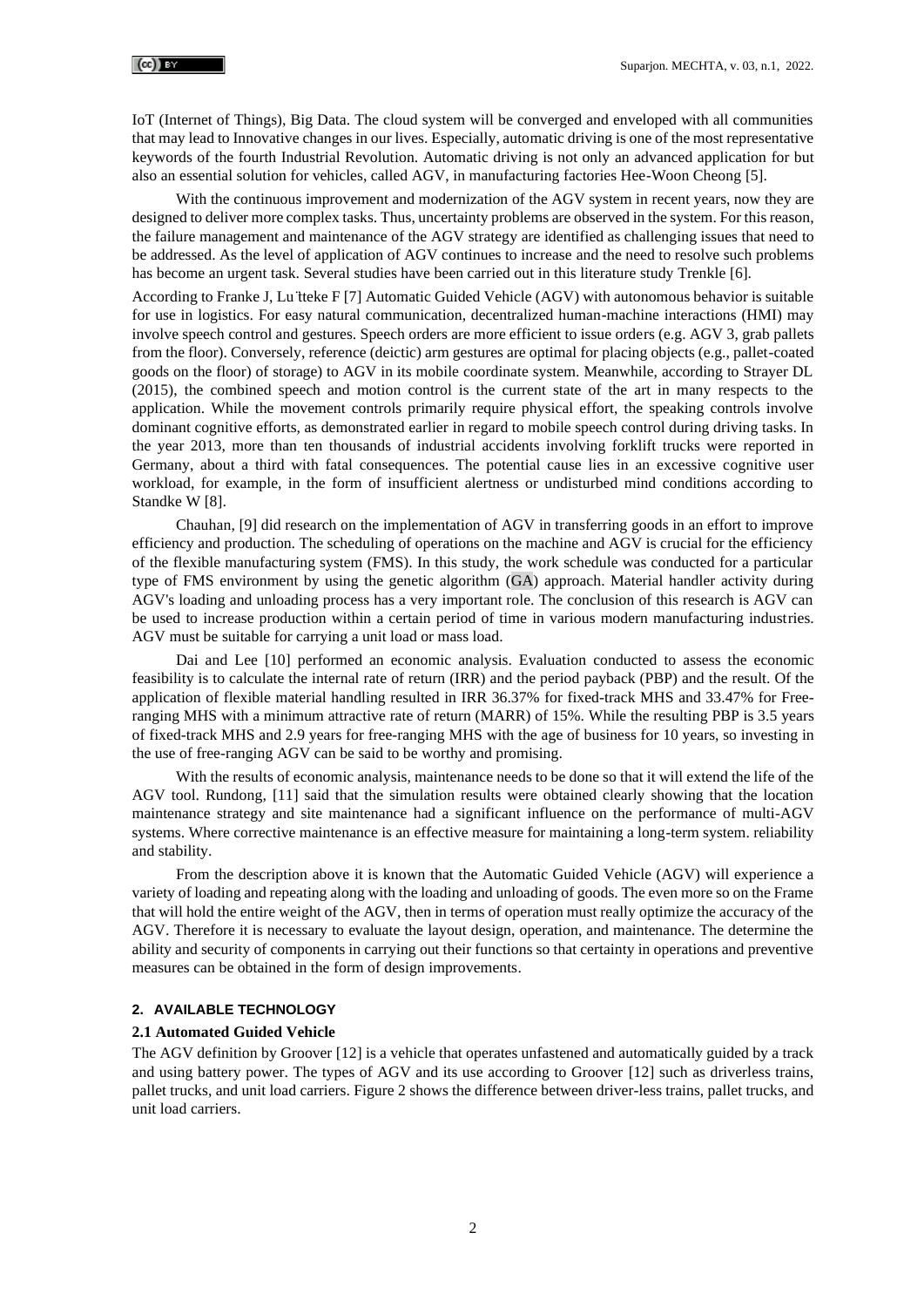IoT (Internet of Things), Big Data. The cloud system will be converged and enveloped with all communities that may lead to Innovative changes in our lives. Especially, automatic driving is one of the most representative keywords of the fourth Industrial Revolution. Automatic driving is not only an advanced application for but also an essential solution for vehicles, called AGV, in manufacturing factories Hee-Woon Cheong [5].

With the continuous improvement and modernization of the AGV system in recent years, now they are designed to deliver more complex tasks. Thus, uncertainty problems are observed in the system. For this reason, the failure management and maintenance of the AGV strategy are identified as challenging issues that need to be addressed. As the level of application of AGV continues to increase and the need to resolve such problems has become an urgent task. Several studies have been carried out in this literature study Trenkle [6].

According to Franke J, Lu¨tteke F [7] Automatic Guided Vehicle (AGV) with autonomous behavior is suitable for use in logistics. For easy natural communication, decentralized human-machine interactions (HMI) may involve speech control and gestures. Speech orders are more efficient to issue orders (e.g. AGV 3, grab pallets from the floor). Conversely, reference (deictic) arm gestures are optimal for placing objects (e.g., pallet-coated goods on the floor) of storage) to AGV in its mobile coordinate system. Meanwhile, according to Strayer DL (2015), the combined speech and motion control is the current state of the art in many respects to the application. While the movement controls primarily require physical effort, the speaking controls involve dominant cognitive efforts, as demonstrated earlier in regard to mobile speech control during driving tasks. In the year 2013, more than ten thousands of industrial accidents involving forklift trucks were reported in Germany, about a third with fatal consequences. The potential cause lies in an excessive cognitive user workload, for example, in the form of insufficient alertness or undisturbed mind conditions according to Standke W [8].

Chauhan, [9] did research on the implementation of AGV in transferring goods in an effort to improve efficiency and production. The scheduling of operations on the machine and AGV is crucial for the efficiency of the flexible manufacturing system (FMS). In this study, the work schedule was conducted for a particular type of FMS environment by using the genetic algorithm (GA) approach. Material handler activity during AGV's loading and unloading process has a very important role. The conclusion of this research is AGV can be used to increase production within a certain period of time in various modern manufacturing industries. AGV must be suitable for carrying a unit load or mass load.

Dai and Lee [10] performed an economic analysis. Evaluation conducted to assess the economic feasibility is to calculate the internal rate of return (IRR) and the period payback (PBP) and the result. Of the application of flexible material handling resulted in IRR 36.37% for fixed-track MHS and 33.47% for Free-ranging MHS with a minimum attractive rate of return (MARR) of 15%. While the resulting PBP is 3.5 years of fixed-track MHS and 2.9 years for free-ranging MHS with the age of business for 10 years, so investing in the use of free-ranging AGV can be said to be worthy and promising.

With the results of economic analysis, maintenance needs to be done so that it will extend the life of the AGV tool. Rundong, [11] said that the simulation results were obtained clearly showing that the location maintenance strategy and site maintenance had a significant influence on the performance of multi-AGV systems. Where corrective maintenance is an effective measure for maintaining a long-term system. reliability and stability.

From the description above it is known that the Automatic Guided Vehicle (AGV) will experience a variety of loading and repeating along with the loading and unloading of goods. The even more so on the Frame that will hold the entire weight of the AGV, then in terms of operation must really optimize the accuracy of the AGV. Therefore it is necessary to evaluate the layout design, operation, and maintenance. The determine the ability and security of components in carrying out their functions so that certainty in operations and preventive measures can be obtained in the form of design improvements.

## 2. AVAILABLE TECHNOLOGY

### 2.1 Automated Guided Vehicle

The AGV definition by Groover [12] is a vehicle that operates unfastened and automatically guided by a track and using battery power. The types of AGV and its use according to Groover [12] such as driverless trains, pallet trucks, and unit load carriers. Figure 2 shows the difference between driver-less trains, pallet trucks, and unit load carriers.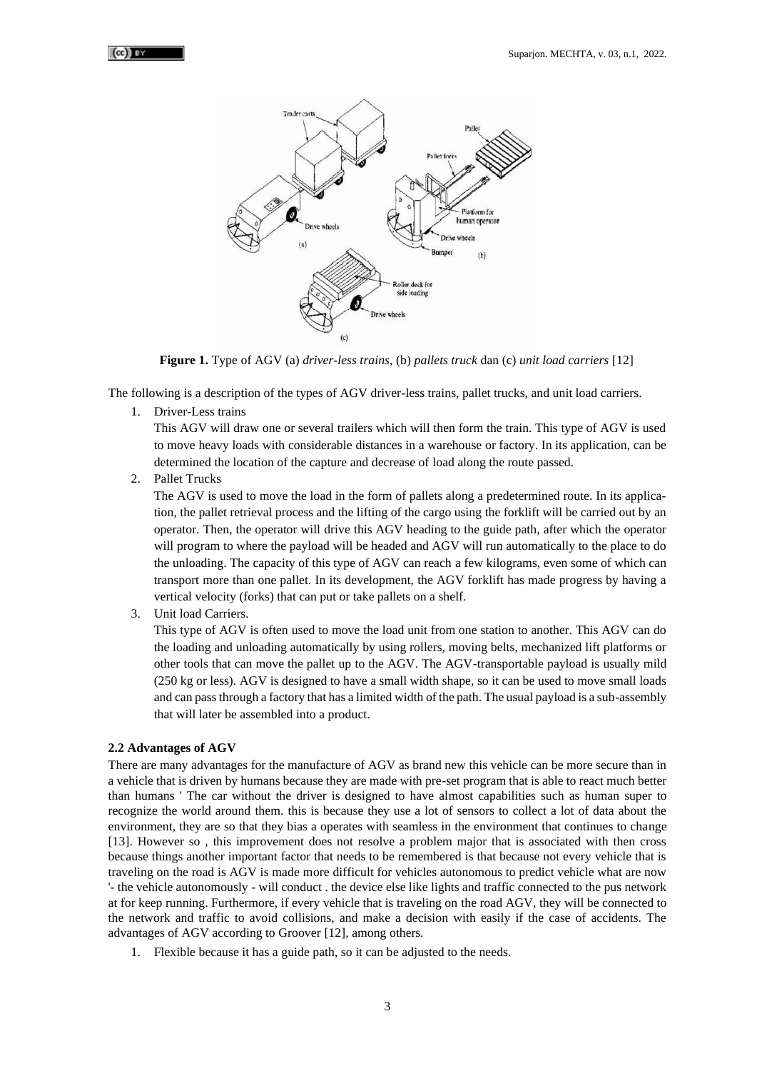**Figure 1.** Type of AGV (a) *driver-less trains*, (b) *pallets truck* dan (c) *unit load carriers* [12]

The following is a description of the types of AGV driver-less trains, pallet trucks, and unit load carriers.

1. Driver-Less trains

   This AGV will draw one or several trailers which will then form the train. This type of AGV is used to move heavy loads with considerable distances in a warehouse or factory. In its application, can be determined the location of the capture and decrease of load along the route passed.

2. Pallet Trucks

   The AGV is used to move the load in the form of pallets along a predetermined route. In its application, the pallet retrieval process and the lifting of the cargo using the forklift will be carried out by an operator. Then, the operator will drive this AGV heading to the guide path, after which the operator will program to where the payload will be headed and AGV will run automatically to the place to do the unloading. The capacity of this type of AGV can reach a few kilograms, even some of which can transport more than one pallet. In its development, the AGV forklift has made progress by having a vertical velocity (forks) that can put or take pallets on a shelf.

3. Unit load Carriers.

   This type of AGV is often used to move the load unit from one station to another. This AGV can do the loading and unloading automatically by using rollers, moving belts, mechanized lift platforms or other tools that can move the pallet up to the AGV. The AGV-transportable payload is usually mild (250 kg or less). AGV is designed to have a small width shape, so it can be used to move small loads and can pass through a factory that has a limited width of the path. The usual payload is a sub-assembly that will later be assembled into a product.

### 2.2 Advantages of AGV

There are many advantages for the manufacture of AGV as brand new this vehicle can be more secure than in a vehicle that is driven by humans because they are made with pre-set program that is able to react much better than humans ' The car without the driver is designed to have almost capabilities such as human super to recognize the world around them. this is because they use a lot of sensors to collect a lot of data about the environment, they are so that they bias a operates with seamless in the environment that continues to change [13]. However so , this improvement does not resolve a problem major that is associated with then cross because things another important factor that needs to be remembered is that because not every vehicle that is traveling on the road is AGV is made more difficult for vehicles autonomous to predict vehicle what are now '- the vehicle autonomously - will conduct . the device else like lights and traffic connected to the pus network at for keep running. Furthermore, if every vehicle that is traveling on the road AGV, they will be connected to the network and traffic to avoid collisions, and make a decision with easily if the case of accidents. The advantages of AGV according to Groover [12], among others.

1. Flexible because it has a guide path, so it can be adjusted to the needs.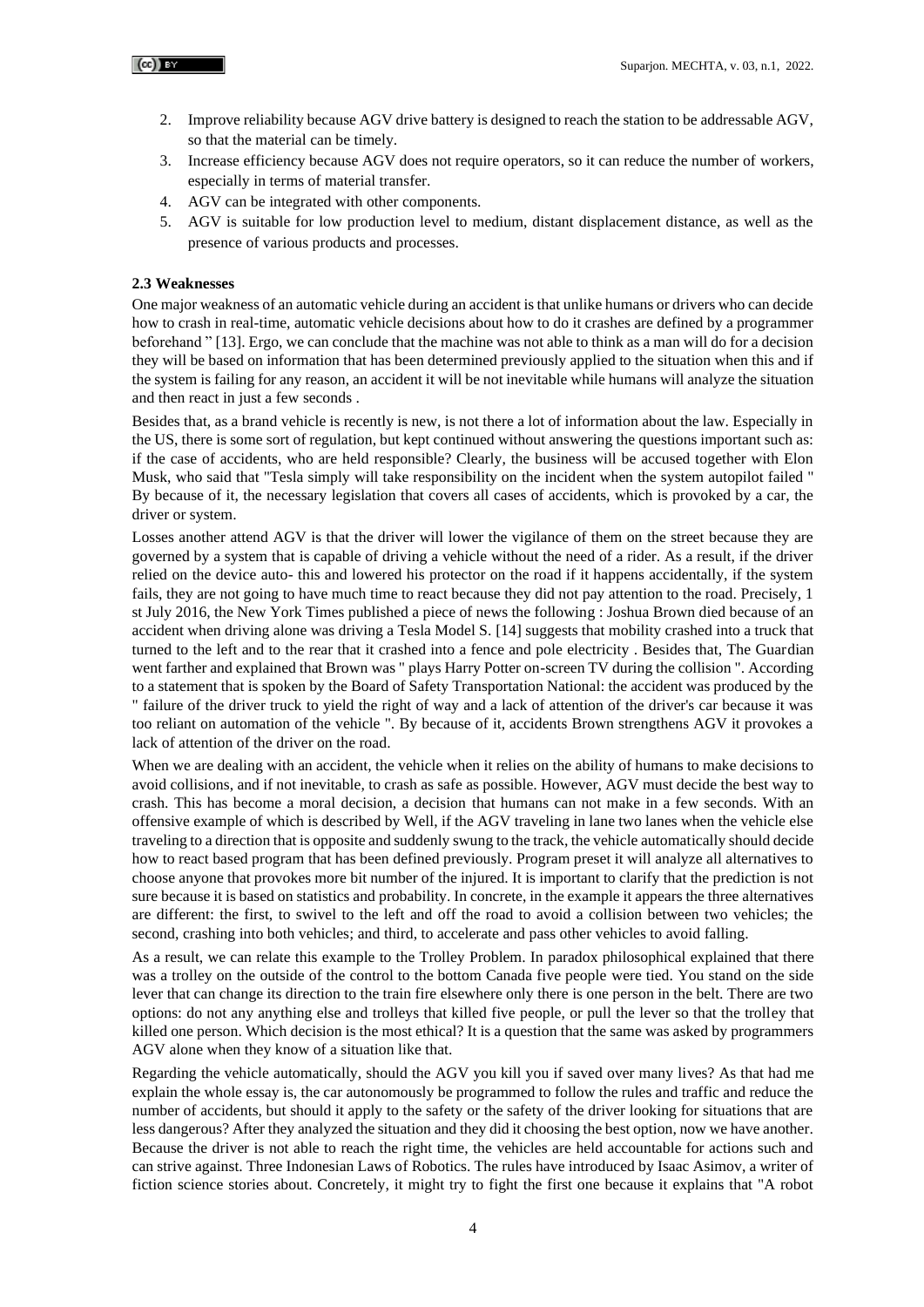2. Improve reliability because AGV drive battery is designed to reach the station to be addressable AGV, so that the material can be timely.
3. Increase efficiency because AGV does not require operators, so it can reduce the number of workers, especially in terms of material transfer.
4. AGV can be integrated with other components.
5. AGV is suitable for low production level to medium, distant displacement distance, as well as the presence of various products and processes.

### 2.3 Weaknesses

One major weakness of an automatic vehicle during an accident is that unlike humans or drivers who can decide how to crash in real-time, automatic vehicle decisions about how to do it crashes are defined by a programmer beforehand " [13]. Ergo, we can conclude that the machine was not able to think as a man will do for a decision they will be based on information that has been determined previously applied to the situation when this and if the system is failing for any reason, an accident it will be not inevitable while humans will analyze the situation and then react in just a few seconds .

Besides that, as a brand vehicle is recently is new, is not there a lot of information about the law. Especially in the US, there is some sort of regulation, but kept continued without answering the questions important such as: if the case of accidents, who are held responsible? Clearly, the business will be accused together with Elon Musk, who said that "Tesla simply will take responsibility on the incident when the system autopilot failed " By because of it, the necessary legislation that covers all cases of accidents, which is provoked by a car, the driver or system.

Losses another attend AGV is that the driver will lower the vigilance of them on the street because they are governed by a system that is capable of driving a vehicle without the need of a rider. As a result, if the driver relied on the device auto- this and lowered his protector on the road if it happens accidentally, if the system fails, they are not going to have much time to react because they did not pay attention to the road. Precisely, 1 st July 2016, the New York Times published a piece of news the following : Joshua Brown died because of an accident when driving alone was driving a Tesla Model S. [14] suggests that mobility crashed into a truck that turned to the left and to the rear that it crashed into a fence and pole electricity . Besides that, The Guardian went farther and explained that Brown was " plays Harry Potter on-screen TV during the collision ". According to a statement that is spoken by the Board of Safety Transportation National: the accident was produced by the " failure of the driver truck to yield the right of way and a lack of attention of the driver's car because it was too reliant on automation of the vehicle ". By because of it, accidents Brown strengthens AGV it provokes a lack of attention of the driver on the road.

When we are dealing with an accident, the vehicle when it relies on the ability of humans to make decisions to avoid collisions, and if not inevitable, to crash as safe as possible. However, AGV must decide the best way to crash. This has become a moral decision, a decision that humans can not make in a few seconds. With an offensive example of which is described by Well, if the AGV traveling in lane two lanes when the vehicle else traveling to a direction that is opposite and suddenly swung to the track, the vehicle automatically should decide how to react based program that has been defined previously. Program preset it will analyze all alternatives to choose anyone that provokes more bit number of the injured. It is important to clarify that the prediction is not sure because it is based on statistics and probability. In concrete, in the example it appears the three alternatives are different: the first, to swivel to the left and off the road to avoid a collision between two vehicles; the second, crashing into both vehicles; and third, to accelerate and pass other vehicles to avoid falling.

As a result, we can relate this example to the Trolley Problem. In paradox philosophical explained that there was a trolley on the outside of the control to the bottom Canada five people were tied. You stand on the side lever that can change its direction to the train fire elsewhere only there is one person in the belt. There are two options: do not any anything else and trolleys that killed five people, or pull the lever so that the trolley that killed one person. Which decision is the most ethical? It is a question that the same was asked by programmers AGV alone when they know of a situation like that.

Regarding the vehicle automatically, should the AGV you kill you if saved over many lives? As that had me explain the whole essay is, the car autonomously be programmed to follow the rules and traffic and reduce the number of accidents, but should it apply to the safety or the safety of the driver looking for situations that are less dangerous? After they analyzed the situation and they did it choosing the best option, now we have another. Because the driver is not able to reach the right time, the vehicles are held accountable for actions such and can strive against. Three Indonesian Laws of Robotics. The rules have introduced by Isaac Asimov, a writer of fiction science stories about. Concretely, it might try to fight the first one because it explains that "A robot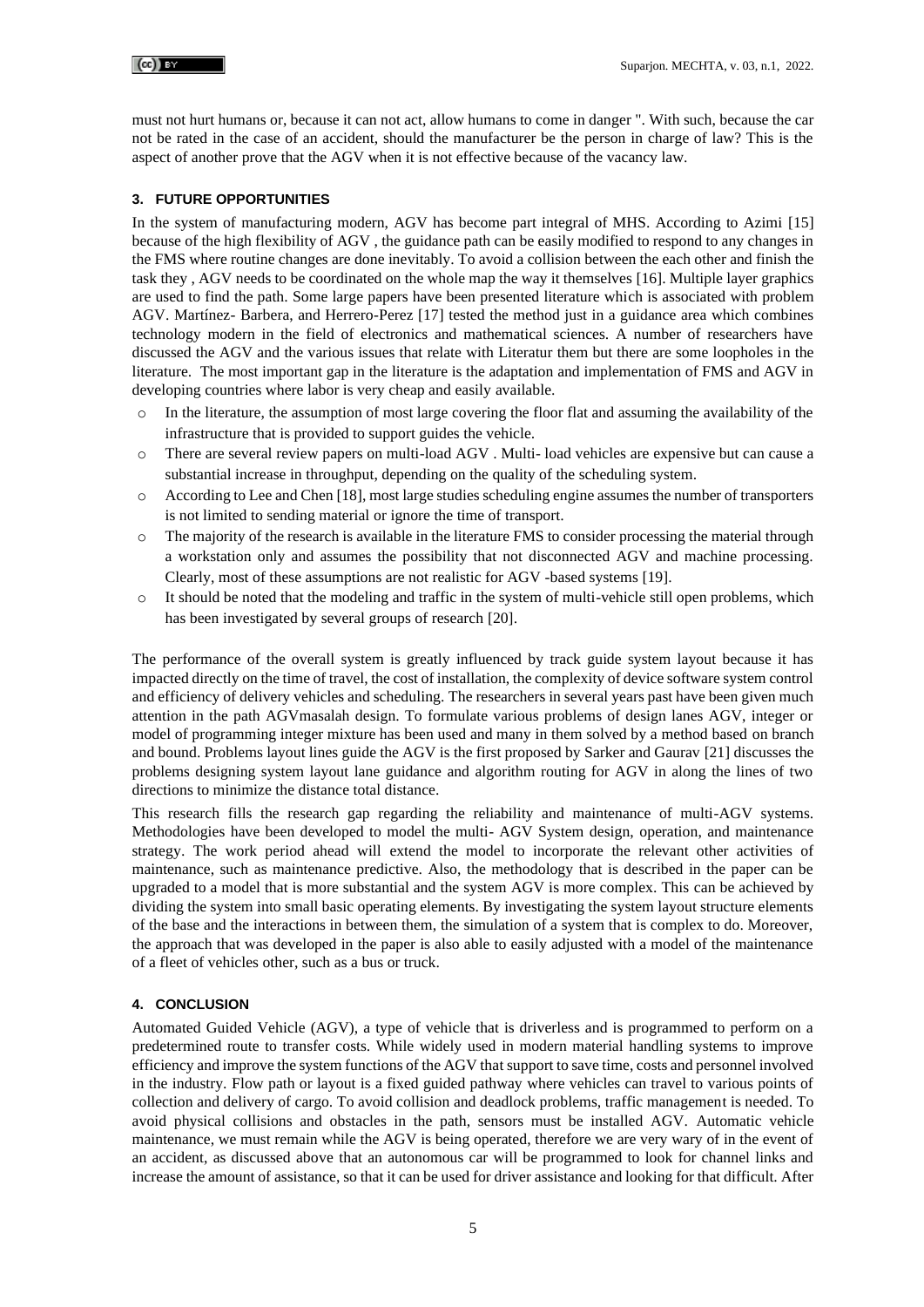must not hurt humans or, because it can not act, allow humans to come in danger ". With such, because the car not be rated in the case of an accident, should the manufacturer be the person in charge of law? This is the aspect of another prove that the AGV when it is not effective because of the vacancy law.

## 3. FUTURE OPPORTUNITIES

In the system of manufacturing modern, AGV has become part integral of MHS. According to Azimi [15] because of the high flexibility of AGV , the guidance path can be easily modified to respond to any changes in the FMS where routine changes are done inevitably. To avoid a collision between the each other and finish the task they , AGV needs to be coordinated on the whole map the way it themselves [16]. Multiple layer graphics are used to find the path. Some large papers have been presented literature which is associated with problem AGV. Martínez- Barbera, and Herrero-Perez [17] tested the method just in a guidance area which combines technology modern in the field of electronics and mathematical sciences. A number of researchers have discussed the AGV and the various issues that relate with Literatur them but there are some loopholes in the literature. The most important gap in the literature is the adaptation and implementation of FMS and AGV in developing countries where labor is very cheap and easily available.

- In the literature, the assumption of most large covering the floor flat and assuming the availability of the infrastructure that is provided to support guides the vehicle.
- There are several review papers on multi-load AGV . Multi- load vehicles are expensive but can cause a substantial increase in throughput, depending on the quality of the scheduling system.
- According to Lee and Chen [18], most large studies scheduling engine assumes the number of transporters is not limited to sending material or ignore the time of transport.
- The majority of the research is available in the literature FMS to consider processing the material through a workstation only and assumes the possibility that not disconnected AGV and machine processing. Clearly, most of these assumptions are not realistic for AGV -based systems [19].
- It should be noted that the modeling and traffic in the system of multi-vehicle still open problems, which has been investigated by several groups of research [20].

The performance of the overall system is greatly influenced by track guide system layout because it has impacted directly on the time of travel, the cost of installation, the complexity of device software system control and efficiency of delivery vehicles and scheduling. The researchers in several years past have been given much attention in the path AGVmasalah design. To formulate various problems of design lanes AGV, integer or model of programming integer mixture has been used and many in them solved by a method based on branch and bound. Problems layout lines guide the AGV is the first proposed by Sarker and Gaurav [21] discusses the problems designing system layout lane guidance and algorithm routing for AGV in along the lines of two directions to minimize the distance total distance.

This research fills the research gap regarding the reliability and maintenance of multi-AGV systems. Methodologies have been developed to model the multi- AGV System design, operation, and maintenance strategy. The work period ahead will extend the model to incorporate the relevant other activities of maintenance, such as maintenance predictive. Also, the methodology that is described in the paper can be upgraded to a model that is more substantial and the system AGV is more complex. This can be achieved by dividing the system into small basic operating elements. By investigating the system layout structure elements of the base and the interactions in between them, the simulation of a system that is complex to do. Moreover, the approach that was developed in the paper is also able to easily adjusted with a model of the maintenance of a fleet of vehicles other, such as a bus or truck.

## 4. CONCLUSION

Automated Guided Vehicle (AGV), a type of vehicle that is driverless and is programmed to perform on a predetermined route to transfer costs. While widely used in modern material handling systems to improve efficiency and improve the system functions of the AGV that support to save time, costs and personnel involved in the industry. Flow path or layout is a fixed guided pathway where vehicles can travel to various points of collection and delivery of cargo. To avoid collision and deadlock problems, traffic management is needed. To avoid physical collisions and obstacles in the path, sensors must be installed AGV. Automatic vehicle maintenance, we must remain while the AGV is being operated, therefore we are very wary of in the event of an accident, as discussed above that an autonomous car will be programmed to look for channel links and increase the amount of assistance, so that it can be used for driver assistance and looking for that difficult. After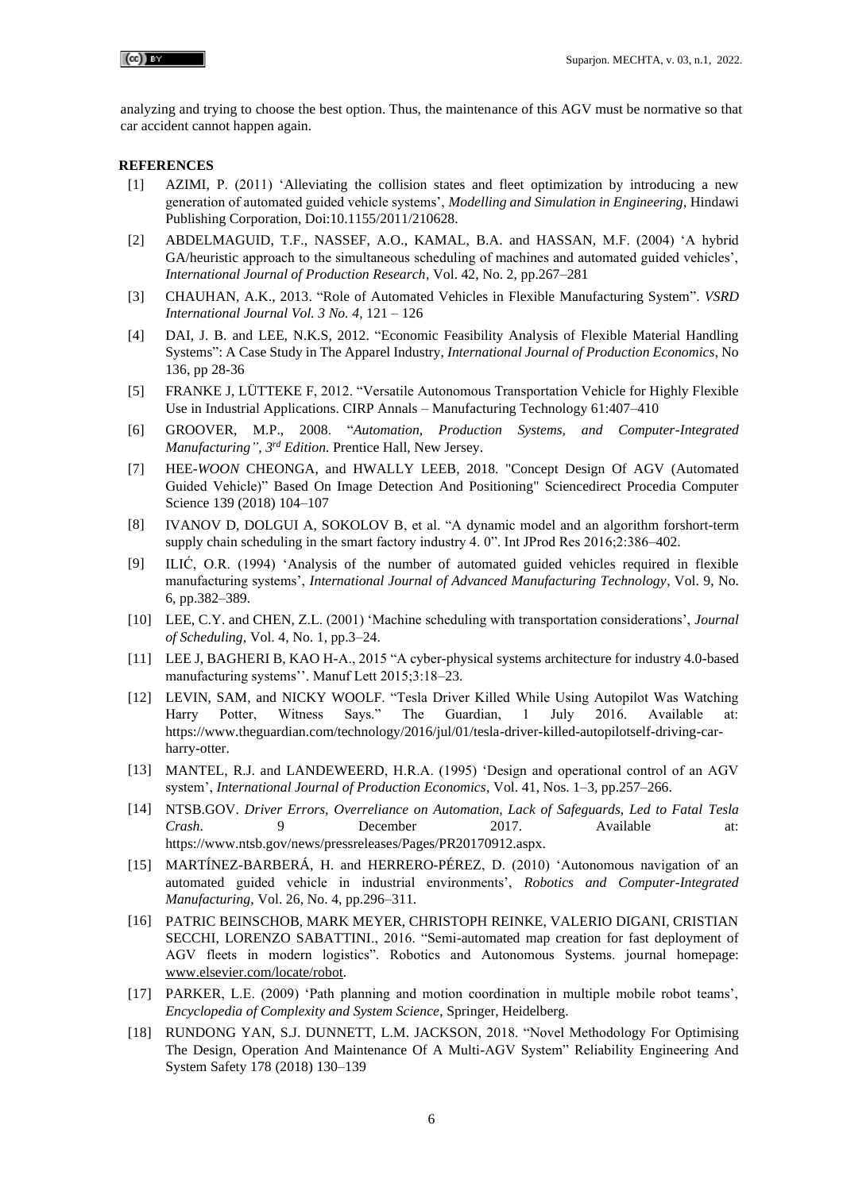analyzing and trying to choose the best option. Thus, the maintenance of this AGV must be normative so that car accident cannot happen again.

## REFERENCES

[1] AZIMI, P. (2011) 'Alleviating the collision states and fleet optimization by introducing a new generation of automated guided vehicle systems', *Modelling and Simulation in Engineering*, Hindawi Publishing Corporation, Doi:10.1155/2011/210628.

[2] ABDELMAGUID, T.F., NASSEF, A.O., KAMAL, B.A. and HASSAN, M.F. (2004) 'A hybrid GA/heuristic approach to the simultaneous scheduling of machines and automated guided vehicles', *International Journal of Production Research*, Vol. 42, No. 2, pp.267–281

[3] CHAUHAN, A.K., 2013. "Role of Automated Vehicles in Flexible Manufacturing System". *VSRD International Journal Vol. 3 No. 4*, 121 – 126

[4] DAI, J. B. and LEE, N.K.S, 2012. "Economic Feasibility Analysis of Flexible Material Handling Systems": A Case Study in The Apparel Industry, *International Journal of Production Economics*, No 136, pp 28-36

[5] FRANKE J, LÜTTEKE F, 2012. "Versatile Autonomous Transportation Vehicle for Highly Flexible Use in Industrial Applications. CIRP Annals – Manufacturing Technology 61:407–410

[6] GROOVER, M.P., 2008. "*Automation, Production Systems, and Computer-Integrated Manufacturing", 3rd Edition.* Prentice Hall, New Jersey.

[7] HEE-*WOON* CHEONGA, and HWALLY LEEB, 2018. "Concept Design Of AGV (Automated Guided Vehicle)" Based On Image Detection And Positioning" Sciencedirect Procedia Computer Science 139 (2018) 104–107

[8] IVANOV D, DOLGUI A, SOKOLOV B, et al. "A dynamic model and an algorithm forshort-term supply chain scheduling in the smart factory industry 4. 0". Int JProd Res 2016;2:386–402.

[9] ILIĆ, O.R. (1994) 'Analysis of the number of automated guided vehicles required in flexible manufacturing systems', *International Journal of Advanced Manufacturing Technology*, Vol. 9, No. 6, pp.382–389.

[10] LEE, C.Y. and CHEN, Z.L. (2001) 'Machine scheduling with transportation considerations', *Journal of Scheduling*, Vol. 4, No. 1, pp.3–24.

[11] LEE J, BAGHERI B, KAO H-A., 2015 "A cyber-physical systems architecture for industry 4.0-based manufacturing systems''. Manuf Lett 2015;3:18–23.

[12] LEVIN, SAM, and NICKY WOOLF. "Tesla Driver Killed While Using Autopilot Was Watching Harry Potter, Witness Says." The Guardian, 1 July 2016. Available at: https://www.theguardian.com/technology/2016/jul/01/tesla-driver-killed-autopilotself-driving-car-harry-otter.

[13] MANTEL, R.J. and LANDEWEERD, H.R.A. (1995) 'Design and operational control of an AGV system', *International Journal of Production Economics*, Vol. 41, Nos. 1–3, pp.257–266.

[14] NTSB.GOV. *Driver Errors, Overreliance on Automation, Lack of Safeguards, Led to Fatal Tesla Crash*. 9 December 2017. Available at: https://www.ntsb.gov/news/pressreleases/Pages/PR20170912.aspx.

[15] MARTÍNEZ-BARBERÁ, H. and HERRERO-PÉREZ, D. (2010) 'Autonomous navigation of an automated guided vehicle in industrial environments', *Robotics and Computer-Integrated Manufacturing*, Vol. 26, No. 4, pp.296–311.

[16] PATRIC BEINSCHOB, MARK MEYER, CHRISTOPH REINKE, VALERIO DIGANI, CRISTIAN SECCHI, LORENZO SABATTINI., 2016. "Semi-automated map creation for fast deployment of AGV fleets in modern logistics". Robotics and Autonomous Systems. journal homepage: www.elsevier.com/locate/robot.

[17] PARKER, L.E. (2009) 'Path planning and motion coordination in multiple mobile robot teams', *Encyclopedia of Complexity and System Science*, Springer, Heidelberg.

[18] RUNDONG YAN, S.J. DUNNETT, L.M. JACKSON, 2018. "Novel Methodology For Optimising The Design, Operation And Maintenance Of A Multi-AGV System" Reliability Engineering And System Safety 178 (2018) 130–139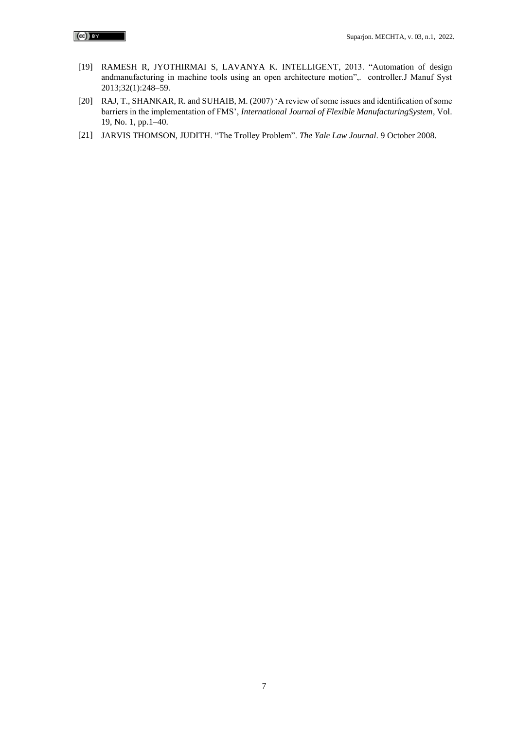[19] RAMESH R, JYOTHIRMAI S, LAVANYA K. INTELLIGENT, 2013. "Automation of design andmanufacturing in machine tools using an open architecture motion",. controller.J Manuf Syst 2013;32(1):248–59.

[20] RAJ, T., SHANKAR, R. and SUHAIB, M. (2007) 'A review of some issues and identification of some barriers in the implementation of FMS', *International Journal of Flexible ManufacturingSystem*, Vol. 19, No. 1, pp.1–40.

[21] JARVIS THOMSON, JUDITH. "The Trolley Problem". *The Yale Law Journal*. 9 October 2008.